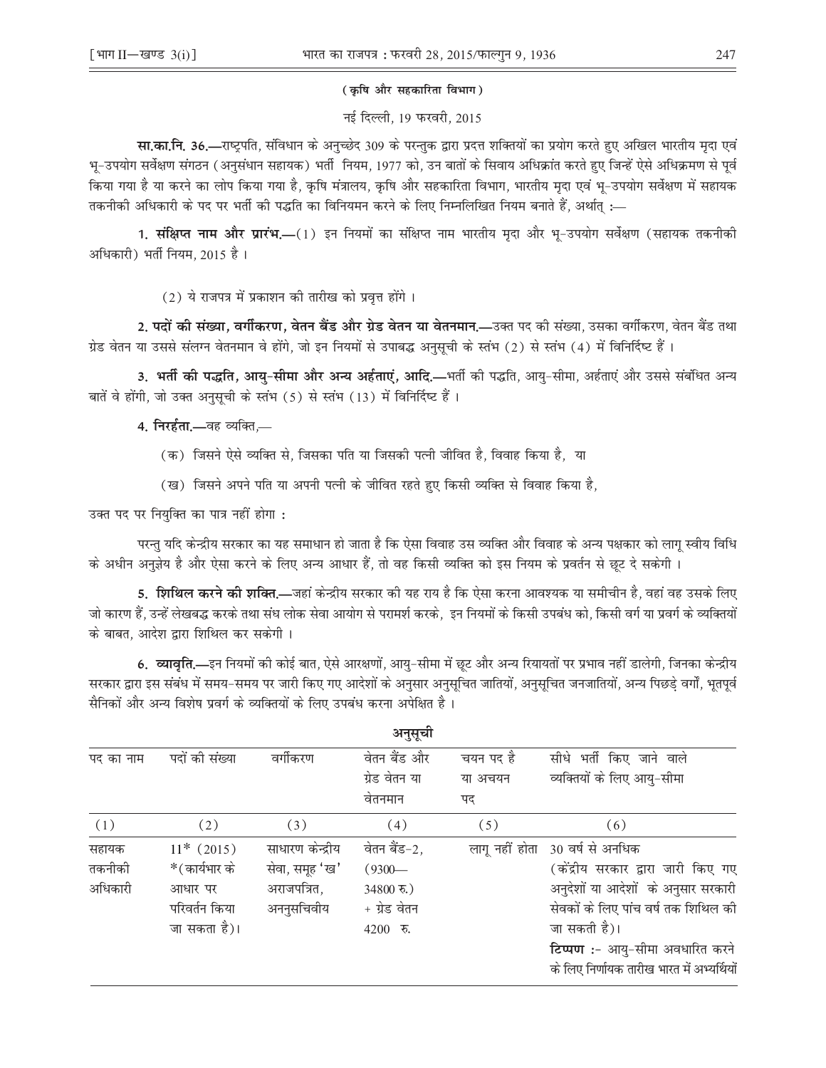**(कृषि और सहकारिता विभाग)**

नई दिल्ली, 19 फरवरी, 2015

**सा.का.नि. 36.—**राष्ट्रपति, संविधान के अनुच्छेद 309 के परन्तुक द्वारा प्रदत्त शक्तियों का प्रयोग करते हुए अखिल भारतीय मृदा एवं भू-उपयोग सर्वेक्षण संगठन (अनुसंधान सहायक) भर्ती नियम, 1977 को, उन बातों के सिवाय अधिक्रांत करते हुए जिन्हें ऐसे अधिक्रमण से पूर्व किया गया है या करने का लोप किया गया है, कृषि मंत्रालय, कृषि और सहकारिता विभाग, भारतीय मृदा एवं भू-उपयोग सर्वेक्षण में सहायक तकनीकी अधिकारी के पद पर भर्ती की पद्धति का विनियमन करने के लिए निम्नलिखित नियम बनाते हैं, अर्थात् :—

**1. संक्षिप्त नाम और प्रारंभ.—**(1) इन नियमों का संक्षिप्त नाम भारतीय मृदा और भू-उपयोग सर्वेक्षण (सहायक तकनीकी अधिकारी) भर्ती नियम, 2015 है ।

(2) ये राजपत्र में प्रकाशन की तारीख को प्रवृत्त होंगे ।

**2. पदों की संख्या, वर्गीकरण, वेतन बैंड और ग्रेड वेतन या वेतनमान.—**उक्त पद की संख्या, उसका वर्गीकरण, वेतन बैंड तथा ग्रेड वेतन या उससे संलग्न वेतनमान वे होंगे, जो इन नियमों से उपाबद्ध अनुसूची के स्तंभ (2) से स्तंभ (4) में विनिर्दिष्ट हैं ।

**3. भर्ती की पद्धति, आयु-सीमा और अन्य अर्हताएं, आदि.—**भर्ती की पद्धति, आयु-सीमा, अर्हताएं और उससे संबंधित अन्य बातें वे होंगी, जो उक्त अनुसूची के स्तंभ (5) से स्तंभ (13) में विनिर्दिष्ट हैं ।

**4. निरर्हता.—**वह व्यक्ति,—

(क) जिसने ऐसे व्यक्ति से, जिसका पति या जिसकी पत्नी जीवित है, विवाह किया है, या

(ख) जिसने अपने पति या अपनी पत्नी के जीवित रहते हुए किसी व्यक्ति से विवाह किया है,

उक्त पद पर नियुक्ति का पात्र नहीं होगा :

परन्तु यदि केन्द्रीय सरकार का यह समाधान हो जाता है कि ऐसा विवाह उस व्यक्ति और विवाह के अन्य पक्षकार को लागू स्वीय विधि के अधीन अनुज्ञेय है और ऐसा करने के लिए अन्य आधार हैं, तो वह किसी व्यक्ति को इस नियम के प्रवर्तन से छूट दे सकेगी ।

**5. शिथिल करने की शक्ति.—**जहां केन्द्रीय सरकार की यह राय है कि ऐसा करना आवश्यक या समीचीन है, वहां वह उसके लिए जो कारण हैं, उन्हें लेखबद्ध करके तथा संघ लोक सेवा आयोग से परामर्श करके, इन नियमों के किसी उपबंध को, किसी वर्ग या प्रवर्ग के व्यक्तियों के बाबत, आदेश द्वारा शिथिल कर सकेगी ।

**6. व्यावृत्ति.—**इन नियमों की कोई बात, ऐसे आरक्षणों, आयु-सीमा में छूट और अन्य रियायतों पर प्रभाव नहीं डालेगी, जिनका केन्द्रीय सरकार द्वारा इस संबंध में समय-समय पर जारी किए गए आदेशों के अनुसार अनुसूचित जातियों, अनुसूचित जनजातियों, अन्य पिछड़े वर्गों, भूतपूर्व सैनिकों और अन्य विशेष प्रवर्ग के व्यक्तियों के लिए उपबंध करना अपेक्षित है ।

**अनुसूची**

| पद का नाम | पदों की संख्या | वर्गीकरण | वेतन बैंड और ग्रेड वेतन या वेतनमान | चयन पद है या अचयन पद | सीधे भर्ती किए जाने वाले व्यक्तियों के लिए आयु-सीमा |
|---|---|---|---|---|---|
| (1) | (2) | (3) | (4) | (5) | (6) |
| सहायक तकनीकी अधिकारी | 11* (2015) *(कार्यभार के आधार पर परिवर्तन किया जा सकता है)। | साधारण केन्द्रीय सेवा, समूह 'ख' अराजपत्रित, अननुसचिवीय | वेतन बैंड-2, (9300— 34800 रु.) + ग्रेड वेतन 4200 रु. | लागू नहीं होता | 30 वर्ष से अनधिक (केंद्रीय सरकार द्वारा जारी किए गए अनुदेशों या आदेशों के अनुसार सरकारी सेवकों के लिए पांच वर्ष तक शिथिल की जा सकती है)। **टिप्पण :-** आयु-सीमा अवधारित करने के लिए निर्णायक तारीख भारत में अभ्यर्थियों |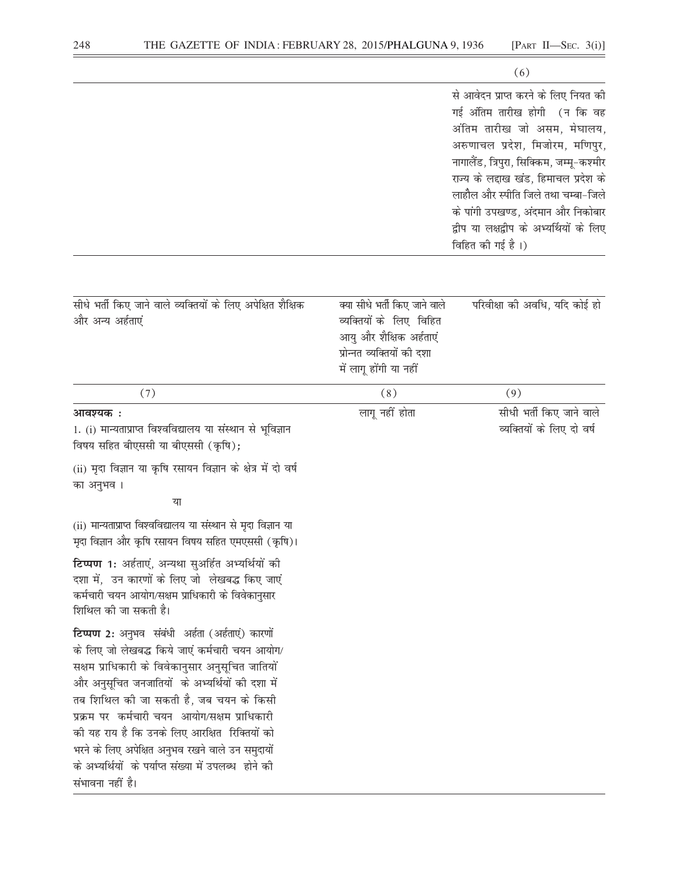| (6) |
|---|
| से आवेदन प्राप्त करने के लिए नियत की गई अंतिम तारीख होगी (न कि वह अंतिम तारीख जो असम, मेघालय, अरुणाचल प्रदेश, मिजोरम, मणिपुर, नागालैंड, त्रिपुरा, सिक्किम, जम्मू-कश्मीर राज्य के लद्दाख खंड, हिमाचल प्रदेश के लाहौल और स्पीति जिले तथा चम्बा-जिले के पांगी उपखण्ड, अंदमान और निकोबार द्वीप या लक्षद्वीप के अभ्यर्थियों के लिए विहित की गई है ।) |

| सीधे भर्ती किए जाने वाले व्यक्तियों के लिए अपेक्षित शैक्षिक और अन्य अर्हताएं | क्या सीधे भर्ती किए जाने वाले व्यक्तियों के लिए विहित आयु और शैक्षिक अर्हताएं प्रोन्नत व्यक्तियों की दशा में लागू होंगी या नहीं | परिवीक्षा की अवधि, यदि कोई हो |
|---|---|---|
| (7) | (8) | (9) |
| **आवश्यक :**<br>1. (i) मान्यताप्राप्त विश्वविद्यालय या संस्थान से भूविज्ञान विषय सहित बीएससी या बीएससी (कृषि);<br>(ii) मृदा विज्ञान या कृषि रसायन विज्ञान के क्षेत्र में दो वर्ष का अनुभव ।<br>या<br>(ii) मान्यताप्राप्त विश्वविद्यालय या संस्थान से मृदा विज्ञान या मृदा विज्ञान और कृषि रसायन विषय सहित एमएससी (कृषि)।<br>**टिप्पण 1:** अर्हताएं, अन्यथा सुअर्हित अभ्यर्थियों की दशा में, उन कारणों के लिए जो लेखबद्ध किए जाएं कर्मचारी चयन आयोग/सक्षम प्राधिकारी के विवेकानुसार शिथिल की जा सकती है।<br>**टिप्पण 2:** अनुभव संबंधी अर्हता (अर्हताएं) कारणों के लिए जो लेखबद्ध किये जाएं कर्मचारी चयन आयोग/ सक्षम प्राधिकारी के विवेकानुसार अनुसूचित जातियों और अनुसूचित जनजातियों के अभ्यर्थियों की दशा में तब शिथिल की जा सकती है, जब चयन के किसी प्रक्रम पर कर्मचारी चयन आयोग/सक्षम प्राधिकारी की यह राय है कि उनके लिए आरक्षित रिक्तियों को भरने के लिए अपेक्षित अनुभव रखने वाले उन समुदायों के अभ्यर्थियों के पर्याप्त संख्या में उपलब्ध होने की संभावना नहीं है। | लागू नहीं होता | सीधी भर्ती किए जाने वाले व्यक्तियों के लिए दो वर्ष |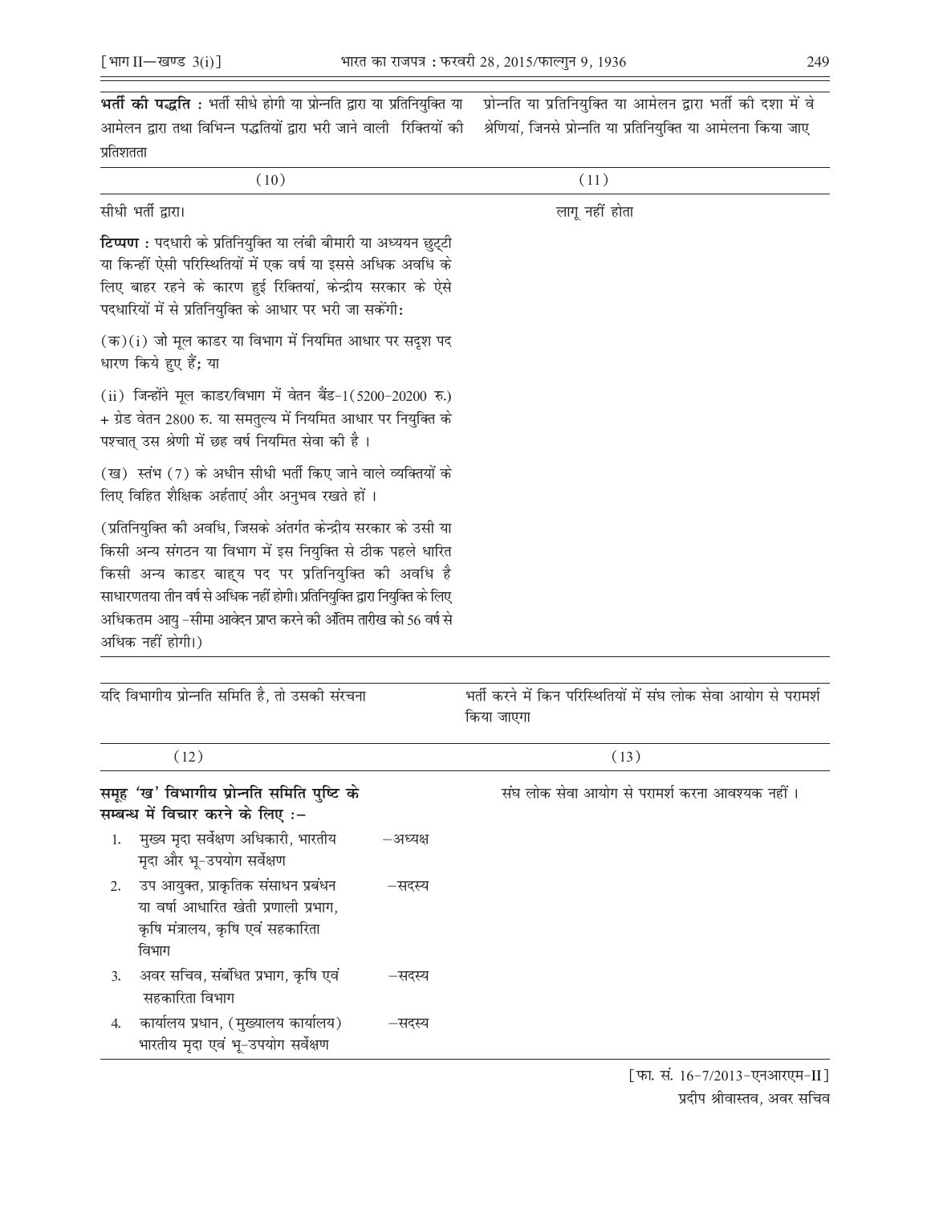| भर्ती की पद्धति : भर्ती सीधे होगी या प्रोन्नति द्वारा या प्रतिनियुक्ति या आमेलन द्वारा तथा विभिन्न पद्धतियों द्वारा भरी जाने वाली रिक्तियों की प्रतिशतता | प्रोन्नति या प्रतिनियुक्ति या आमेलन द्वारा भर्ती की दशा में वे श्रेणियां, जिनसे प्रोन्नति या प्रतिनियुक्ति या आमेलना किया जाए |
|---|---|
| (10) | (11) |
| सीधी भर्ती द्वारा।<br><br>**टिप्पण :** पदधारी के प्रतिनियुक्ति या लंबी बीमारी या अध्ययन छुट्टी या किन्हीं ऐसी परिस्थितियों में एक वर्ष या इससे अधिक अवधि के लिए बाहर रहने के कारण हुई रिक्तियां, केन्द्रीय सरकार के ऐसे पदधारियों में से प्रतिनियुक्ति के आधार पर भरी जा सकेंगी:<br><br>(क)(i) जो मूल काडर या विभाग में नियमित आधार पर सदृश पद धारण किये हुए हैं; या<br><br>(ii) जिन्होंने मूल काडर/विभाग में वेतन बैंड-1(5200-20200 रु.) + ग्रेड वेतन 2800 रु. या समतुल्य में नियमित आधार पर नियुक्ति के पश्चात् उस श्रेणी में छह वर्ष नियमित सेवा की है ।<br><br>(ख) स्तंभ (7) के अधीन सीधी भर्ती किए जाने वाले व्यक्तियों के लिए विहित शैक्षिक अर्हताएं और अनुभव रखते हों ।<br><br>(प्रतिनियुक्ति की अवधि, जिसके अंतर्गत केन्द्रीय सरकार के उसी या किसी अन्य संगठन या विभाग में इस नियुक्ति से ठीक पहले धारित किसी अन्य काडर बाह्य पद पर प्रतिनियुक्ति की अवधि है साधारणतया तीन वर्ष से अधिक नहीं होगी। प्रतिनियुक्ति द्वारा नियुक्ति के लिए अधिकतम आयु -सीमा आवेदन प्राप्त करने की अंतिम तारीख को 56 वर्ष से अधिक नहीं होगी।) | लागू नहीं होता |

| यदि विभागीय प्रोन्नति समिति है, तो उसकी संरचना | भर्ती करने में किन परिस्थितियों में संघ लोक सेवा आयोग से परामर्श किया जाएगा |
|---|---|
| (12) | (13) |
| **समूह 'ख' विभागीय प्रोन्नति समिति पुष्टि के सम्बन्ध में विचार करने के लिए :-**<br>1. मुख्य मृदा सर्वेक्षण अधिकारी, भारतीय मृदा और भू-उपयोग सर्वेक्षण —अध्यक्ष<br>2. उप आयुक्त, प्राकृतिक संसाधन प्रबंधन या वर्षा आधारित खेती प्रणाली प्रभाग, कृषि मंत्रालय, कृषि एवं सहकारिता विभाग —सदस्य<br>3. अवर सचिव, संबंधित प्रभाग, कृषि एवं सहकारिता विभाग —सदस्य<br>4. कार्यालय प्रधान, (मुख्यालय कार्यालय) भारतीय मृदा एवं भू-उपयोग सर्वेक्षण —सदस्य | संघ लोक सेवा आयोग से परामर्श करना आवश्यक नहीं । |

[फा. सं. 16-7/2013-एनआरएम-II]

प्रदीप श्रीवास्तव, अवर सचिव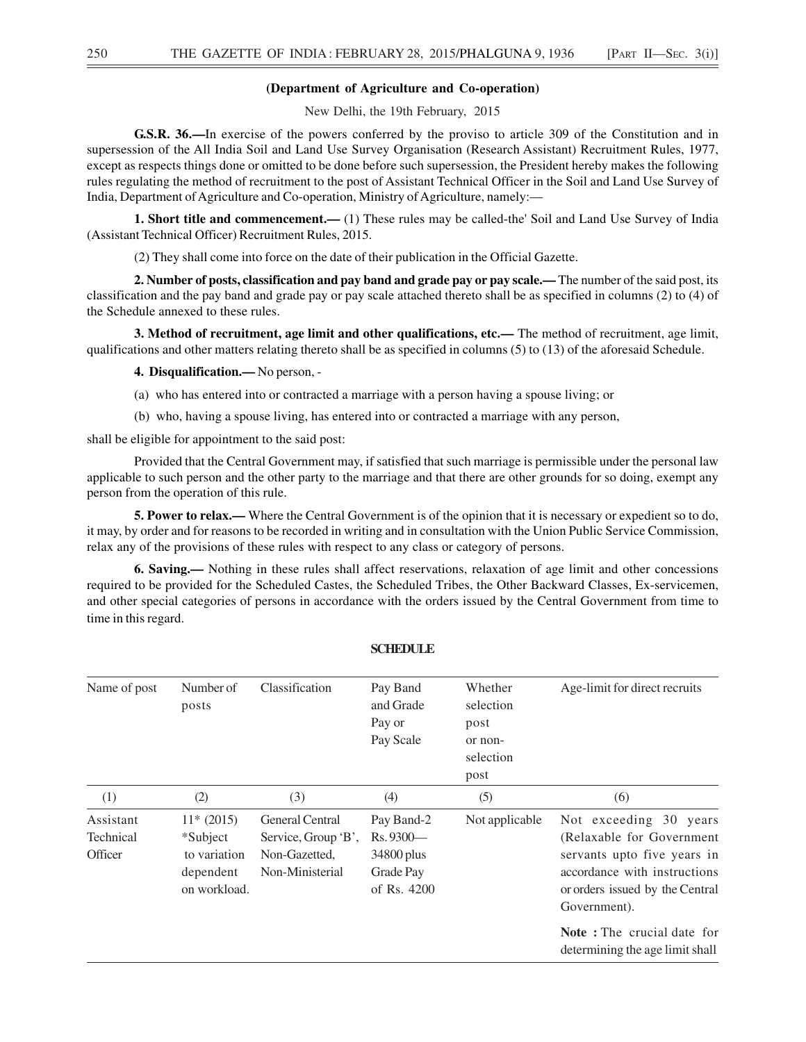**(Department of Agriculture and Co-operation)**

New Delhi, the 19th February, 2015

**G.S.R. 36.—**In exercise of the powers conferred by the proviso to article 309 of the Constitution and in supersession of the All India Soil and Land Use Survey Organisation (Research Assistant) Recruitment Rules, 1977, except as respects things done or omitted to be done before such supersession, the President hereby makes the following rules regulating the method of recruitment to the post of Assistant Technical Officer in the Soil and Land Use Survey of India, Department of Agriculture and Co-operation, Ministry of Agriculture, namely:—

**1. Short title and commencement.—** (1) These rules may be called-the' Soil and Land Use Survey of India (Assistant Technical Officer) Recruitment Rules, 2015.

(2) They shall come into force on the date of their publication in the Official Gazette.

**2. Number of posts, classification and pay band and grade pay or pay scale.—** The number of the said post, its classification and the pay band and grade pay or pay scale attached thereto shall be as specified in columns (2) to (4) of the Schedule annexed to these rules.

**3. Method of recruitment, age limit and other qualifications, etc.—** The method of recruitment, age limit, qualifications and other matters relating thereto shall be as specified in columns (5) to (13) of the aforesaid Schedule.

**4. Disqualification.—** No person, -

(a) who has entered into or contracted a marriage with a person having a spouse living; or

(b) who, having a spouse living, has entered into or contracted a marriage with any person,

shall be eligible for appointment to the said post:

Provided that the Central Government may, if satisfied that such marriage is permissible under the personal law applicable to such person and the other party to the marriage and that there are other grounds for so doing, exempt any person from the operation of this rule.

**5. Power to relax.—** Where the Central Government is of the opinion that it is necessary or expedient so to do, it may, by order and for reasons to be recorded in writing and in consultation with the Union Public Service Commission, relax any of the provisions of these rules with respect to any class or category of persons.

**6. Saving.—** Nothing in these rules shall affect reservations, relaxation of age limit and other concessions required to be provided for the Scheduled Castes, the Scheduled Tribes, the Other Backward Classes, Ex-servicemen, and other special categories of persons in accordance with the orders issued by the Central Government from time to time in this regard.

**SCHEDULE**

| Name of post | Number of posts | Classification | Pay Band and Grade Pay or Pay Scale | Whether selection post or non-selection post | Age-limit for direct recruits |
|---|---|---|---|---|---|
| (1) | (2) | (3) | (4) | (5) | (6) |
| Assistant Technical Officer | 11* (2015) *Subject to variation dependent on workload. | General Central Service, Group 'B', Non-Gazetted, Non-Ministerial | Pay Band-2 Rs. 9300— 34800 plus Grade Pay of Rs. 4200 | Not applicable | Not exceeding 30 years (Relaxable for Government servants upto five years in accordance with instructions or orders issued by the Central Government). **Note :** The crucial date for determining the age limit shall |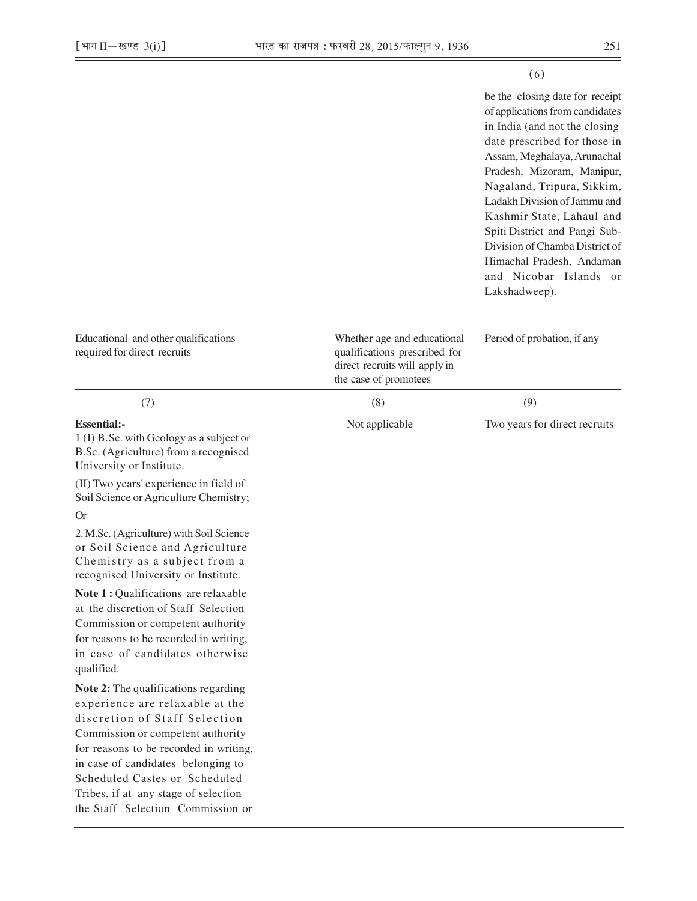| | | (6) |
|---|---|---|
| | | be the closing date for receipt of applications from candidates in India (and not the closing date prescribed for those in Assam, Meghalaya, Arunachal Pradesh, Mizoram, Manipur, Nagaland, Tripura, Sikkim, Ladakh Division of Jammu and Kashmir State, Lahaul and Spiti District and Pangi Sub-Division of Chamba District of Himachal Pradesh, Andaman and Nicobar Islands or Lakshadweep). |

| Educational and other qualifications required for direct recruits | Whether age and educational qualifications prescribed for direct recruits will apply in the case of promotees | Period of probation, if any |
|---|---|---|
| (7) | (8) | (9) |
| **Essential:-**<br>1 (I) B.Sc. with Geology as a subject or B.Sc. (Agriculture) from a recognised University or Institute.<br>(II) Two years' experience in field of Soil Science or Agriculture Chemistry;<br>Or<br>2. M.Sc. (Agriculture) with Soil Science or Soil Science and Agriculture Chemistry as a subject from a recognised University or Institute.<br>**Note 1 :** Qualifications are relaxable at the discretion of Staff Selection Commission or competent authority for reasons to be recorded in writing, in case of candidates otherwise qualified.<br>**Note 2:** The qualifications regarding experience are relaxable at the discretion of Staff Selection Commission or competent authority for reasons to be recorded in writing, in case of candidates belonging to Scheduled Castes or Scheduled Tribes, if at any stage of selection the Staff Selection Commission or | Not applicable | Two years for direct recruits |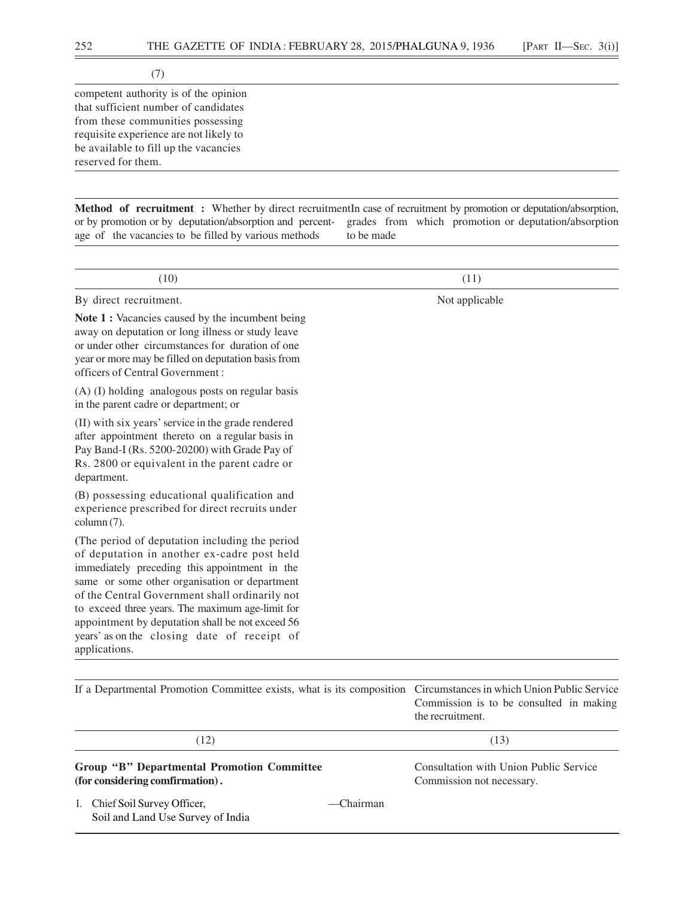| (7) |
|---|
| competent authority is of the opinion that sufficient number of candidates from these communities possessing requisite experience are not likely to be available to fill up the vacancies reserved for them. |

| Method of recruitment : Whether by direct recruitment or by promotion or by deputation/absorption and percentage of the vacancies to be filled by various methods | In case of recruitment by promotion or deputation/absorption, grades from which promotion or deputation/absorption to be made |
|---|---|
| (10) | (11) |
| By direct recruitment.<br><br>**Note 1 :** Vacancies caused by the incumbent being away on deputation or long illness or study leave or under other circumstances for duration of one year or more may be filled on deputation basis from officers of Central Government :<br><br>(A) (I) holding analogous posts on regular basis in the parent cadre or department; or<br><br>(II) with six years' service in the grade rendered after appointment thereto on a regular basis in Pay Band-I (Rs. 5200-20200) with Grade Pay of Rs. 2800 or equivalent in the parent cadre or department.<br><br>(B) possessing educational qualification and experience prescribed for direct recruits under column (7).<br><br>(The period of deputation including the period of deputation in another ex-cadre post held immediately preceding this appointment in the same or some other organisation or department of the Central Government shall ordinarily not to exceed three years. The maximum age-limit for appointment by deputation shall be not exceed 56 years' as on the closing date of receipt of applications. | Not applicable |

| If a Departmental Promotion Committee exists, what is its composition | Circumstances in which Union Public Service Commission is to be consulted in making the recruitment. |
|---|---|
| (12) | (13) |
| **Group "B" Departmental Promotion Committee (for considering comfirmation).**<br><br>1. Chief Soil Survey Officer, Soil and Land Use Survey of India —Chairman | Consultation with Union Public Service Commission not necessary. |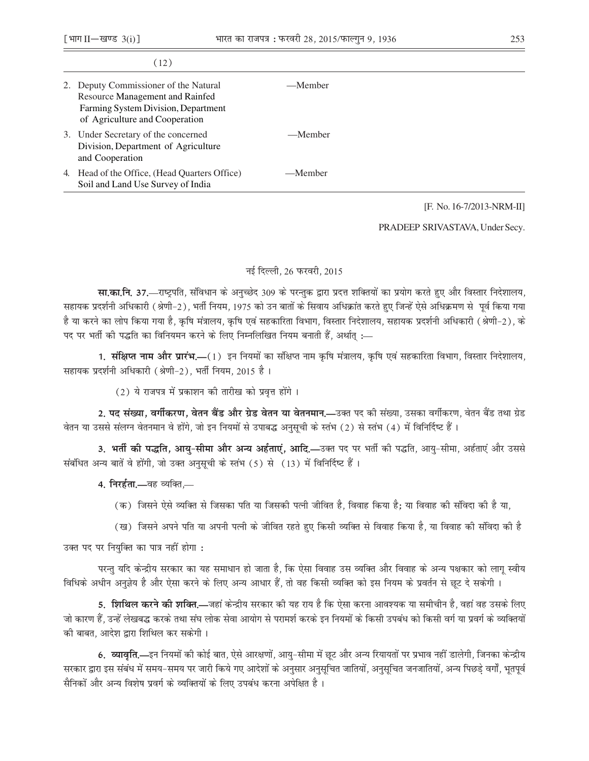| (12) | |
|---|---|
| 2. Deputy Commissioner of the Natural Resource Management and Rainfed Farming System Division, Department of Agriculture and Cooperation | —Member |
| 3. Under Secretary of the concerned Division, Department of Agriculture and Cooperation | —Member |
| 4. Head of the Office, (Head Quarters Office) Soil and Land Use Survey of India | —Member |

[F. No. 16-7/2013-NRM-II]

PRADEEP SRIVASTAVA, Under Secy.

नई दिल्ली, 26 फरवरी, 2015

**सा.का.नि. 37.**—राष्ट्रपति, संविधान के अनुच्छेद 309 के परन्तुक द्वारा प्रदत्त शक्तियों का प्रयोग करते हुए और विस्तार निदेशालय, सहायक प्रदर्शनी अधिकारी (श्रेणी-2), भर्ती नियम, 1975 को उन बातों के सिवाय अधिक्रांत करते हुए जिन्हें ऐसे अधिक्रमण से पूर्व किया गया है या करने का लोप किया गया है, कृषि मंत्रालय, कृषि एवं सहकारिता विभाग, विस्तार निदेशालय, सहायक प्रदर्शनी अधिकारी (श्रेणी-2), के पद पर भर्ती की पद्धति का विनियमन करने के लिए निम्नलिखित नियम बनाती हैं, अर्थात् :—

**1. संक्षिप्त नाम और प्रारंभ.**—(1) इन नियमों का संक्षिप्त नाम कृषि मंत्रालय, कृषि एवं सहकारिता विभाग, विस्तार निदेशालय, सहायक प्रदर्शनी अधिकारी (श्रेणी-2), भर्ती नियम, 2015 है ।

(2) ये राजपत्र में प्रकाशन की तारीख को प्रवृत्त होंगे ।

**2. पद संख्या, वर्गीकरण, वेतन बैंड और ग्रेड वेतन या वेतनमान.**—उक्त पद की संख्या, उसका वर्गीकरण, वेतन बैंड तथा ग्रेड वेतन या उससे संलग्न वेतनमान वे होंगे, जो इन नियमों से उपाबद्ध अनुसूची के स्तंभ (2) से स्तंभ (4) में विनिर्दिष्ट हैं ।

**3. भर्ती की पद्धति, आयु-सीमा और अन्य अर्हताएं, आदि.**—उक्त पद पर भर्ती की पद्धति, आयु-सीमा, अर्हताएं और उससे संबंधित अन्य बातें वे होंगी, जो उक्त अनुसूची के स्तंभ (5) से (13) में विनिर्दिष्ट हैं ।

**4. निरर्हता.**—वह व्यक्ति,—

(क) जिसने ऐसे व्यक्ति से जिसका पति या जिसकी पत्नी जीवित है, विवाह किया है; या विवाह की संविदा की है या,

(ख) जिसने अपने पति या अपनी पत्नी के जीवित रहते हुए किसी व्यक्ति से विवाह किया है, या विवाह की संविदा की है

उक्त पद पर नियुक्ति का पात्र नहीं होगा :

परन्तु यदि केन्द्रीय सरकार का यह समाधान हो जाता है, कि ऐसा विवाह उस व्यक्ति और विवाह के अन्य पक्षकार को लागू स्वीय विधिके अधीन अनुज्ञेय है और ऐसा करने के लिए अन्य आधार हैं, तो वह किसी व्यक्ति को इस नियम के प्रवर्तन से छूट दे सकेगी ।

**5. शिथिल करने की शक्ति.**—जहां केन्द्रीय सरकार की यह राय है कि ऐसा करना आवश्यक या समीचीन है, वहां वह उसके लिए जो कारण हैं, उन्हें लेखबद्ध करके तथा संघ लोक सेवा आयोग से परामर्श करके इन नियमों के किसी उपबंध को किसी वर्ग या प्रवर्ग के व्यक्तियों की बाबत, आदेश द्वारा शिथिल कर सकेगी ।

**6. व्यावृति.**—इन नियमों की कोई बात, ऐसे आरक्षणों, आयु-सीमा में छूट और अन्य रियायतों पर प्रभाव नहीं डालेगी, जिनका केन्द्रीय सरकार द्वारा इस संबंध में समय-समय पर जारी किये गए आदेशों के अनुसार अनुसूचित जातियों, अनुसूचित जनजातियों, अन्य पिछड़े वर्गों, भूतपूर्व सैनिकों और अन्य विशेष प्रवर्ग के व्यक्तियों के लिए उपबंध करना अपेक्षित है ।